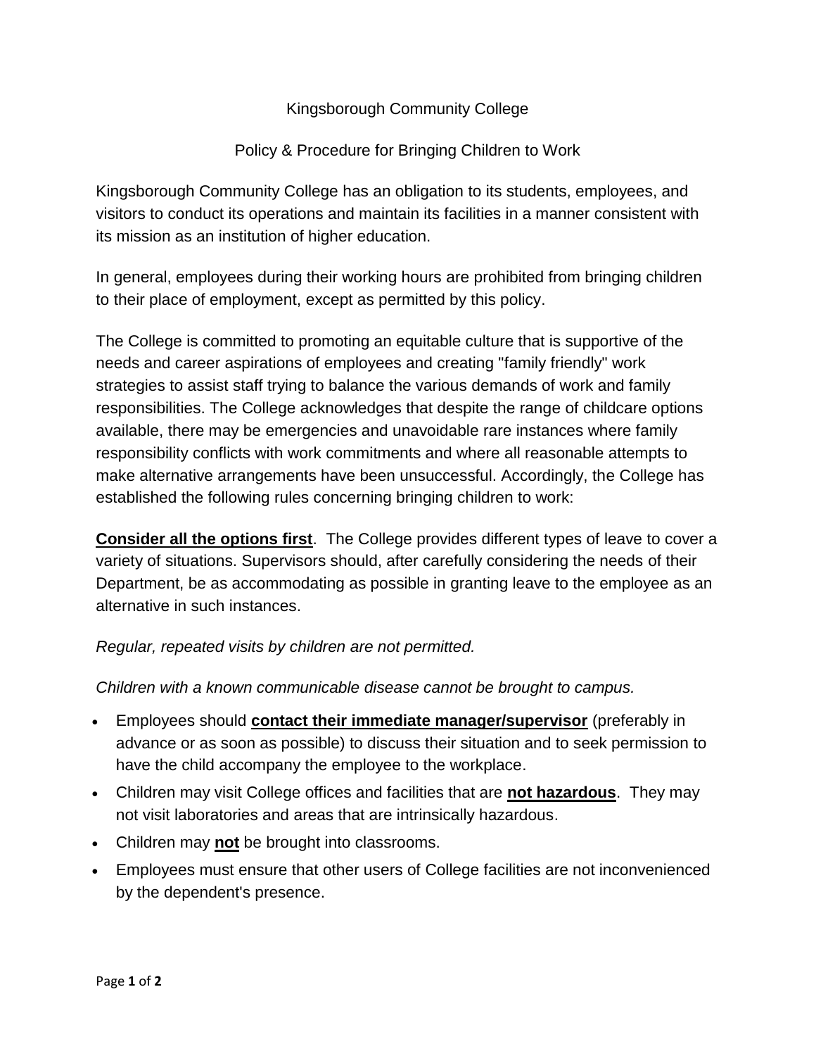# Kingsborough Community College

## Policy & Procedure for Bringing Children to Work

Kingsborough Community College has an obligation to its students, employees, and visitors to conduct its operations and maintain its facilities in a manner consistent with its mission as an institution of higher education.

In general, employees during their working hours are prohibited from bringing children to their place of employment, except as permitted by this policy.

The College is committed to promoting an equitable culture that is supportive of the needs and career aspirations of employees and creating "family friendly" work strategies to assist staff trying to balance the various demands of work and family responsibilities. The College acknowledges that despite the range of childcare options available, there may be emergencies and unavoidable rare instances where family responsibility conflicts with work commitments and where all reasonable attempts to make alternative arrangements have been unsuccessful. Accordingly, the College has established the following rules concerning bringing children to work:

**<u>Consider all the options first</u>**. The College provides different types of leave to cover a variety of situations. Supervisors should, after carefully considering the needs of their Department, be as accommodating as possible in granting leave to the employee as an alternative in such instances.

*Regular, repeated visits by children are not permitted.*

*Children with a known communicable disease cannot be brought to campus.*

- Employees should **<u>contact their immediate manager/supervisor</u>** (preferably in advance or as soon as possible) to discuss their situation and to seek permission to have the child accompany the employee to the workplace.
- Children may visit College offices and facilities that are **<u>not hazardous</u>**. They may not visit laboratories and areas that are intrinsically hazardous.
- Children may **<u>not</u>** be brought into classrooms.
- Employees must ensure that other users of College facilities are not inconvenienced by the dependent's presence.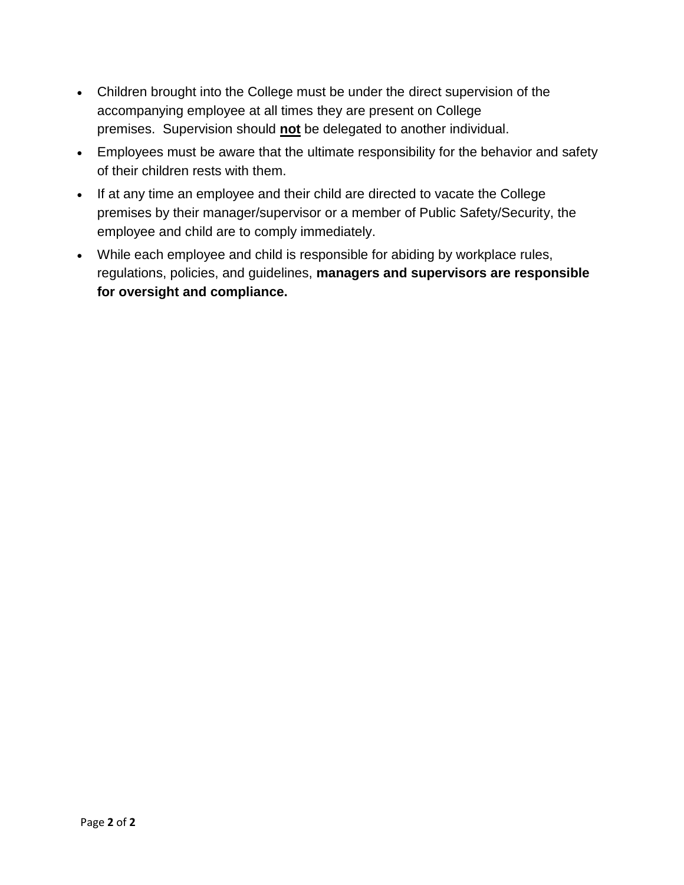- Children brought into the College must be under the direct supervision of the accompanying employee at all times they are present on College premises. Supervision should **<u>not</u>** be delegated to another individual.
- Employees must be aware that the ultimate responsibility for the behavior and safety of their children rests with them.
- If at any time an employee and their child are directed to vacate the College premises by their manager/supervisor or a member of Public Safety/Security, the employee and child are to comply immediately.
- While each employee and child is responsible for abiding by workplace rules, regulations, policies, and guidelines, **managers and supervisors are responsible for oversight and compliance.**